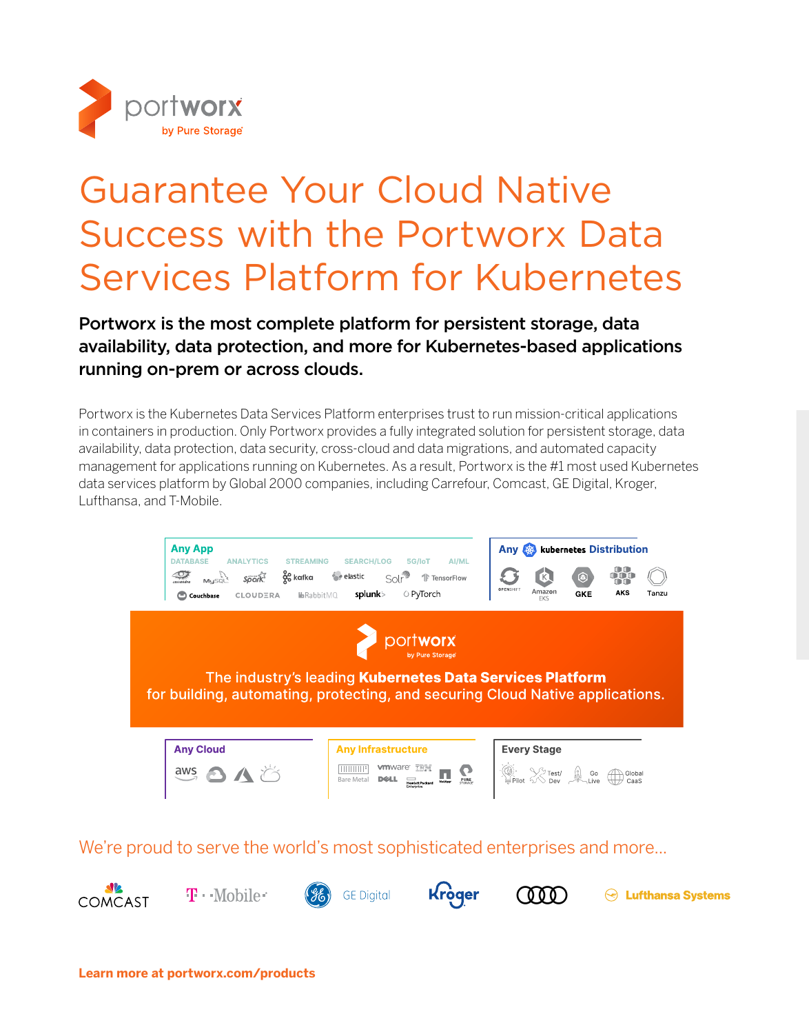portworx by Pure Storage

# Guarantee Your Cloud Native Success with the Portworx Data Services Platform for Kubernetes

**Portworx is the most complete platform for persistent storage, data availability, data protection, and more for Kubernetes-based applications running on-prem or across clouds.**

Portworx is the Kubernetes Data Services Platform enterprises trust to run mission-critical applications in containers in production. Only Portworx provides a fully integrated solution for persistent storage, data availability, data protection, data security, cross-cloud and data migrations, and automated capacity management for applications running on Kubernetes. As a result, Portworx is the #1 most used Kubernetes data services platform by Global 2000 companies, including Carrefour, Comcast, GE Digital, Kroger, Lufthansa, and T-Mobile.

**Any App**

DATABASE · ANALYTICS · STREAMING · SEARCH/LOG · 5G/IoT · AI/ML

cassandra · MySQL · Spark · kafka · elastic · Solr · TensorFlow · Couchbase · CLOUDERA · RabbitMQ · splunk · PyTorch

**Any kubernetes Distribution**

OPENSHIFT · Amazon EKS · GKE · AKS · Tanzu

portworx by Pure Storage

The industry's leading **Kubernetes Data Services Platform** for building, automating, protecting, and securing Cloud Native applications.

**Any Cloud**

aws

**Any Infrastructure**

Bare Metal · vmware · IBM · DELL · Hewlett Packard Enterprise · NetApp · PURE STORAGE

**Every Stage**

Pilot · Test/Dev · Go Live · Global CaaS

We're proud to serve the world's most sophisticated enterprises and more...

COMCAST · T-Mobile · GE Digital · Kroger · Audi · Lufthansa Systems

**Learn more at portworx.com/products**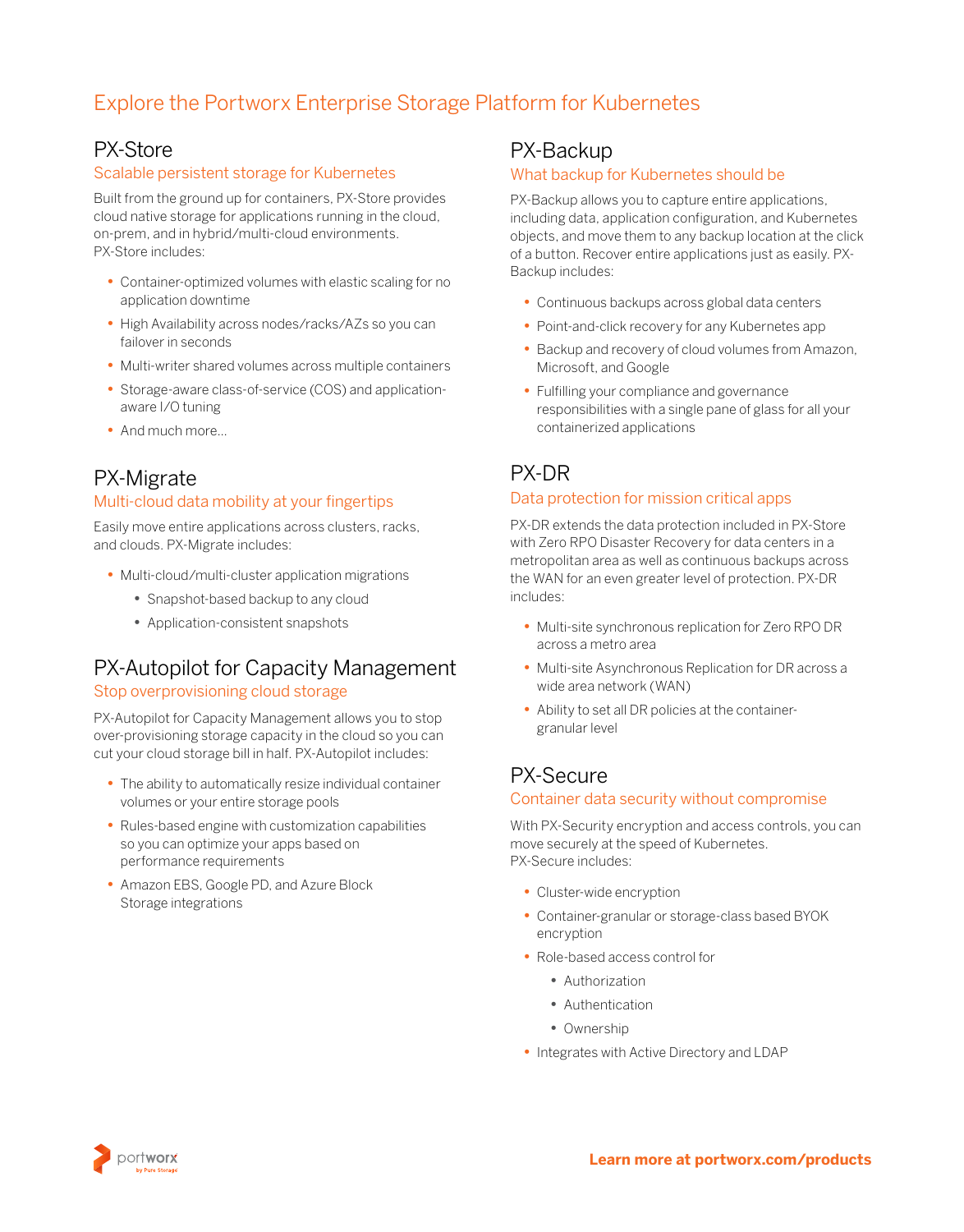# Explore the Portworx Enterprise Storage Platform for Kubernetes

## PX-Store

### Scalable persistent storage for Kubernetes

Built from the ground up for containers, PX-Store provides cloud native storage for applications running in the cloud, on-prem, and in hybrid/multi-cloud environments. PX-Store includes:

- Container-optimized volumes with elastic scaling for no application downtime
- High Availability across nodes/racks/AZs so you can failover in seconds
- Multi-writer shared volumes across multiple containers
- Storage-aware class-of-service (COS) and application-aware I/O tuning
- And much more...

## PX-Migrate

### Multi-cloud data mobility at your fingertips

Easily move entire applications across clusters, racks, and clouds. PX-Migrate includes:

- Multi-cloud/multi-cluster application migrations
  - Snapshot-based backup to any cloud
  - Application-consistent snapshots

## PX-Autopilot for Capacity Management

### Stop overprovisioning cloud storage

PX-Autopilot for Capacity Management allows you to stop over-provisioning storage capacity in the cloud so you can cut your cloud storage bill in half. PX-Autopilot includes:

- The ability to automatically resize individual container volumes or your entire storage pools
- Rules-based engine with customization capabilities so you can optimize your apps based on performance requirements
- Amazon EBS, Google PD, and Azure Block Storage integrations

## PX-Backup

### What backup for Kubernetes should be

PX-Backup allows you to capture entire applications, including data, application configuration, and Kubernetes objects, and move them to any backup location at the click of a button. Recover entire applications just as easily. PX-Backup includes:

- Continuous backups across global data centers
- Point-and-click recovery for any Kubernetes app
- Backup and recovery of cloud volumes from Amazon, Microsoft, and Google
- Fulfilling your compliance and governance responsibilities with a single pane of glass for all your containerized applications

## PX-DR

### Data protection for mission critical apps

PX-DR extends the data protection included in PX-Store with Zero RPO Disaster Recovery for data centers in a metropolitan area as well as continuous backups across the WAN for an even greater level of protection. PX-DR includes:

- Multi-site synchronous replication for Zero RPO DR across a metro area
- Multi-site Asynchronous Replication for DR across a wide area network (WAN)
- Ability to set all DR policies at the container-granular level

## PX-Secure

### Container data security without compromise

With PX-Security encryption and access controls, you can move securely at the speed of Kubernetes. PX-Secure includes:

- Cluster-wide encryption
- Container-granular or storage-class based BYOK encryption
- Role-based access control for
  - Authorization
  - Authentication
  - Ownership
- Integrates with Active Directory and LDAP

**Learn more at portworx.com/products**